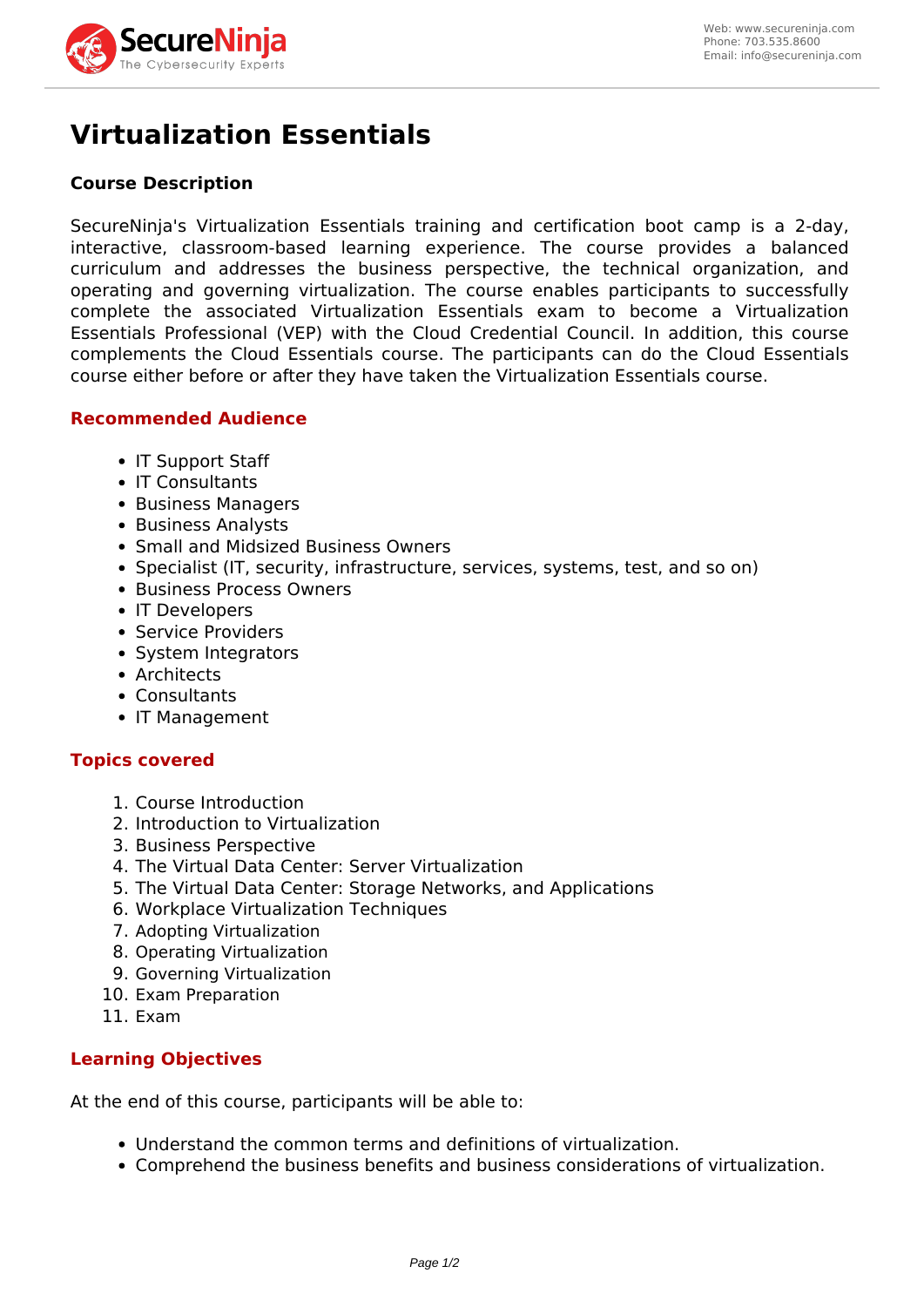# Virtualization Essentials

### Course Description

SecureNinja's Virtualization Essentials training and certification boot camp is a 2-day, interactive, classroom-based learning experience. The course provides a balanced curriculum and addresses the business perspective, the technical organization, and operating and governing virtualization. The course enables participants to successfully complete the associated Virtualization Essentials exam to become a Virtualization Essentials Professional (VEP) with the Cloud Credential Council. In addition, this course complements the Cloud Essentials course. The participants can do the Cloud Essentials course either before or after they have taken the Virtualization Essentials course.

### Recommended Audience

- IT Support Staff
- IT Consultants
- Business Managers
- Business Analysts
- Small and Midsized Business Owners
- Specialist (IT, security, infrastructure, services, systems, test, and so on)
- Business Process Owners
- IT Developers
- Service Providers
- System Integrators
- Architects
- Consultants
- IT Management

### Topics covered

1. Course Introduction
2. Introduction to Virtualization
3. Business Perspective
4. The Virtual Data Center: Server Virtualization
5. The Virtual Data Center: Storage Networks, and Applications
6. Workplace Virtualization Techniques
7. Adopting Virtualization
8. Operating Virtualization
9. Governing Virtualization
10. Exam Preparation
11. Exam

### Learning Objectives

At the end of this course, participants will be able to:

- Understand the common terms and definitions of virtualization.
- Comprehend the business benefits and business considerations of virtualization.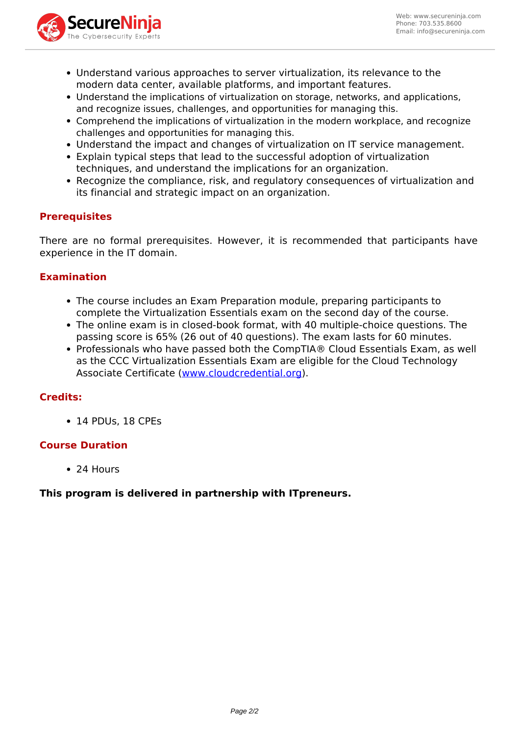- Understand various approaches to server virtualization, its relevance to the modern data center, available platforms, and important features.
- Understand the implications of virtualization on storage, networks, and applications, and recognize issues, challenges, and opportunities for managing this.
- Comprehend the implications of virtualization in the modern workplace, and recognize challenges and opportunities for managing this.
- Understand the impact and changes of virtualization on IT service management.
- Explain typical steps that lead to the successful adoption of virtualization techniques, and understand the implications for an organization.
- Recognize the compliance, risk, and regulatory consequences of virtualization and its financial and strategic impact on an organization.

## Prerequisites

There are no formal prerequisites. However, it is recommended that participants have experience in the IT domain.

## Examination

- The course includes an Exam Preparation module, preparing participants to complete the Virtualization Essentials exam on the second day of the course.
- The online exam is in closed-book format, with 40 multiple-choice questions. The passing score is 65% (26 out of 40 questions). The exam lasts for 60 minutes.
- Professionals who have passed both the CompTIA® Cloud Essentials Exam, as well as the CCC Virtualization Essentials Exam are eligible for the Cloud Technology Associate Certificate ([www.cloudcredential.org](http://www.cloudcredential.org)).

## Credits:

- 14 PDUs, 18 CPEs

## Course Duration

- 24 Hours

**This program is delivered in partnership with ITpreneurs.**